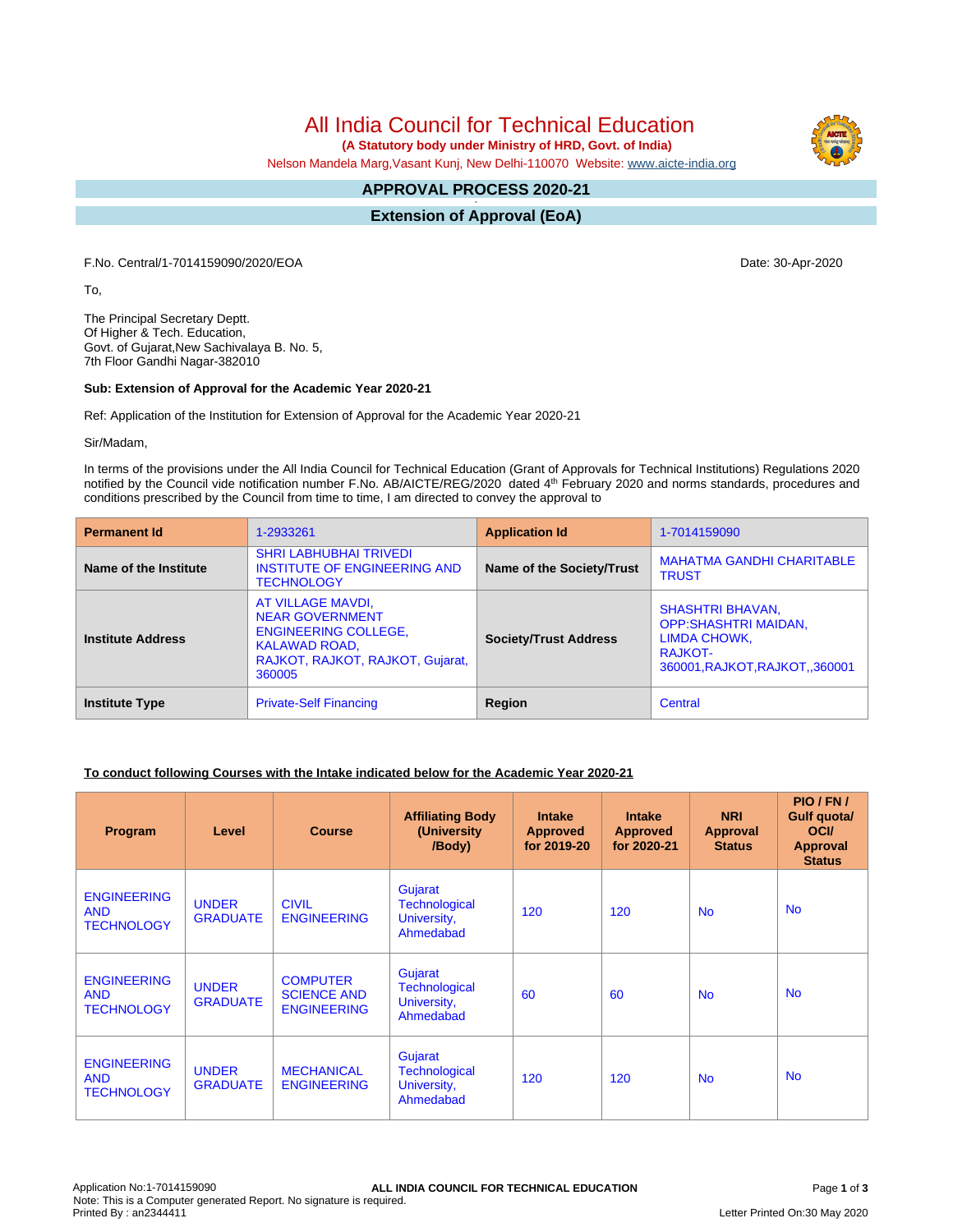# All India Council for Technical Education

**(A Statutory body under Ministry of HRD, Govt. of India)**

Nelson Mandela Marg,Vasant Kunj, New Delhi-110070 Website: www.aicte-india.org

## APPROVAL PROCESS 2020-21

## Extension of Approval (EoA)

F.No. Central/1-7014159090/2020/EOA

Date: 30-Apr-2020

To,

The Principal Secretary Deptt.
Of Higher & Tech. Education,
Govt. of Gujarat,New Sachivalaya B. No. 5,
7th Floor Gandhi Nagar-382010

**Sub: Extension of Approval for the Academic Year 2020-21**

Ref: Application of the Institution for Extension of Approval for the Academic Year 2020-21

Sir/Madam,

In terms of the provisions under the All India Council for Technical Education (Grant of Approvals for Technical Institutions) Regulations 2020 notified by the Council vide notification number F.No. AB/AICTE/REG/2020 dated 4th February 2020 and norms standards, procedures and conditions prescribed by the Council from time to time, I am directed to convey the approval to

| **Permanent Id** | 1-2933261 | **Application Id** | 1-7014159090 |
|---|---|---|---|
| **Name of the Institute** | SHRI LABHUBHAI TRIVEDI INSTITUTE OF ENGINEERING AND TECHNOLOGY | **Name of the Society/Trust** | MAHATMA GANDHI CHARITABLE TRUST |
| **Institute Address** | AT VILLAGE MAVDI, NEAR GOVERNMENT ENGINEERING COLLEGE, KALAWAD ROAD, RAJKOT, RAJKOT, RAJKOT, Gujarat, 360005 | **Society/Trust Address** | SHASHTRI BHAVAN, OPP:SHASHTRI MAIDAN, LIMDA CHOWK, RAJKOT-360001,RAJKOT,RAJKOT,,360001 |
| **Institute Type** | Private-Self Financing | **Region** | Central |

**To conduct following Courses with the Intake indicated below for the Academic Year 2020-21**

| Program | Level | Course | Affiliating Body (University /Body) | Intake Approved for 2019-20 | Intake Approved for 2020-21 | NRI Approval Status | PIO / FN / Gulf quota/ OCI/ Approval Status |
|---|---|---|---|---|---|---|---|
| ENGINEERING AND TECHNOLOGY | UNDER GRADUATE | CIVIL ENGINEERING | Gujarat Technological University, Ahmedabad | 120 | 120 | No | No |
| ENGINEERING AND TECHNOLOGY | UNDER GRADUATE | COMPUTER SCIENCE AND ENGINEERING | Gujarat Technological University, Ahmedabad | 60 | 60 | No | No |
| ENGINEERING AND TECHNOLOGY | UNDER GRADUATE | MECHANICAL ENGINEERING | Gujarat Technological University, Ahmedabad | 120 | 120 | No | No |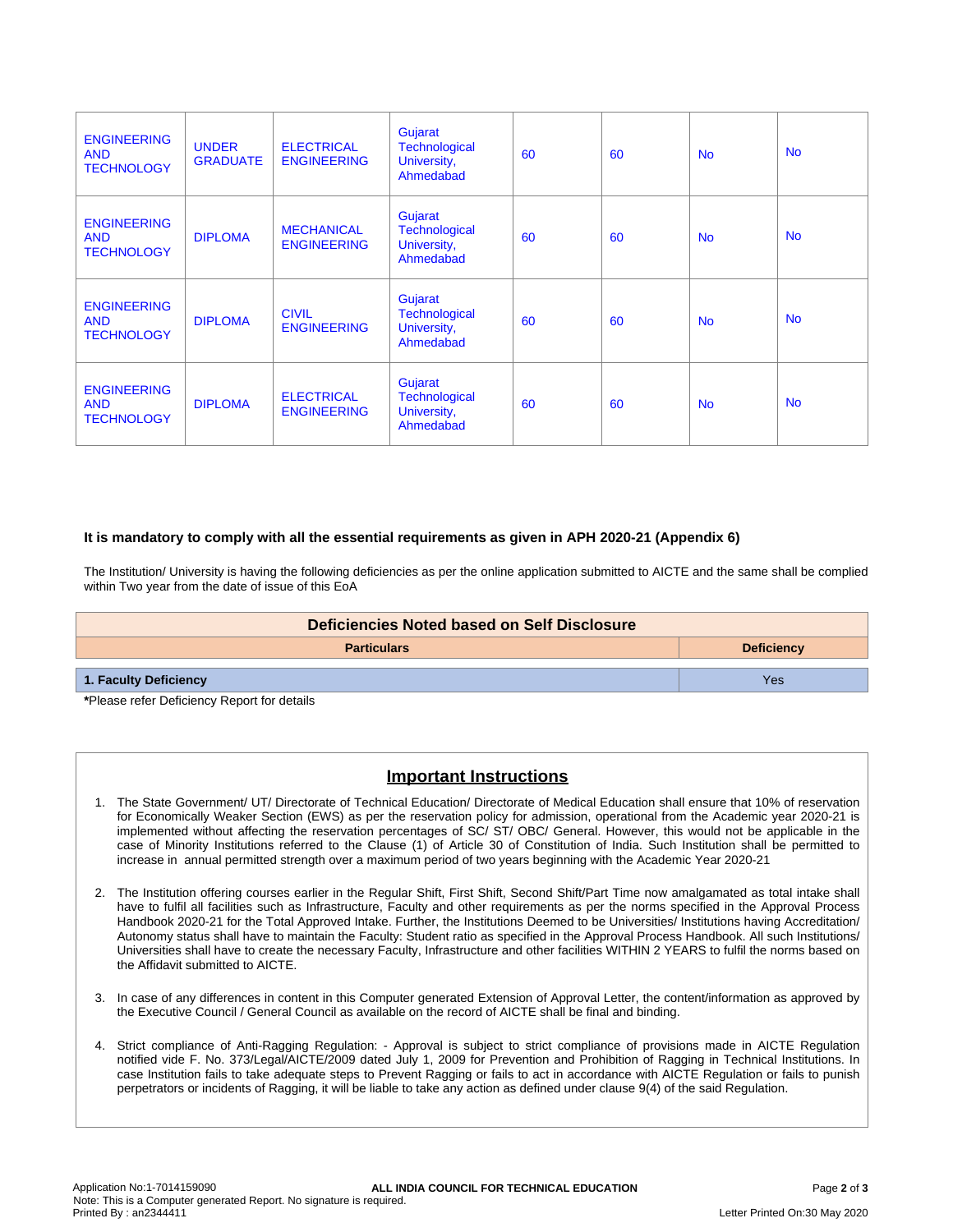| | | | | | | | |
|---|---|---|---|---|---|---|---|
| ENGINEERING AND TECHNOLOGY | UNDER GRADUATE | ELECTRICAL ENGINEERING | Gujarat Technological University, Ahmedabad | 60 | 60 | No | No |
| ENGINEERING AND TECHNOLOGY | DIPLOMA | MECHANICAL ENGINEERING | Gujarat Technological University, Ahmedabad | 60 | 60 | No | No |
| ENGINEERING AND TECHNOLOGY | DIPLOMA | CIVIL ENGINEERING | Gujarat Technological University, Ahmedabad | 60 | 60 | No | No |
| ENGINEERING AND TECHNOLOGY | DIPLOMA | ELECTRICAL ENGINEERING | Gujarat Technological University, Ahmedabad | 60 | 60 | No | No |

**It is mandatory to comply with all the essential requirements as given in APH 2020-21 (Appendix 6)**

The Institution/ University is having the following deficiencies as per the online application submitted to AICTE and the same shall be complied within Two year from the date of issue of this EoA

| Deficiencies Noted based on Self Disclosure | |
|---|---|
| **Particulars** | **Deficiency** |
| **1. Faculty Deficiency** | Yes |

***Please refer Deficiency Report for details**

## Important Instructions

1. The State Government/ UT/ Directorate of Technical Education/ Directorate of Medical Education shall ensure that 10% of reservation for Economically Weaker Section (EWS) as per the reservation policy for admission, operational from the Academic year 2020-21 is implemented without affecting the reservation percentages of SC/ ST/ OBC/ General. However, this would not be applicable in the case of Minority Institutions referred to the Clause (1) of Article 30 of Constitution of India. Such Institution shall be permitted to increase in annual permitted strength over a maximum period of two years beginning with the Academic Year 2020-21

2. The Institution offering courses earlier in the Regular Shift, First Shift, Second Shift/Part Time now amalgamated as total intake shall have to fulfil all facilities such as Infrastructure, Faculty and other requirements as per the norms specified in the Approval Process Handbook 2020-21 for the Total Approved Intake. Further, the Institutions Deemed to be Universities/ Institutions having Accreditation/ Autonomy status shall have to maintain the Faculty: Student ratio as specified in the Approval Process Handbook. All such Institutions/ Universities shall have to create the necessary Faculty, Infrastructure and other facilities WITHIN 2 YEARS to fulfil the norms based on the Affidavit submitted to AICTE.

3. In case of any differences in content in this Computer generated Extension of Approval Letter, the content/information as approved by the Executive Council / General Council as available on the record of AICTE shall be final and binding.

4. Strict compliance of Anti-Ragging Regulation: - Approval is subject to strict compliance of provisions made in AICTE Regulation notified vide F. No. 373/Legal/AICTE/2009 dated July 1, 2009 for Prevention and Prohibition of Ragging in Technical Institutions. In case Institution fails to take adequate steps to Prevent Ragging or fails to act in accordance with AICTE Regulation or fails to punish perpetrators or incidents of Ragging, it will be liable to take any action as defined under clause 9(4) of the said Regulation.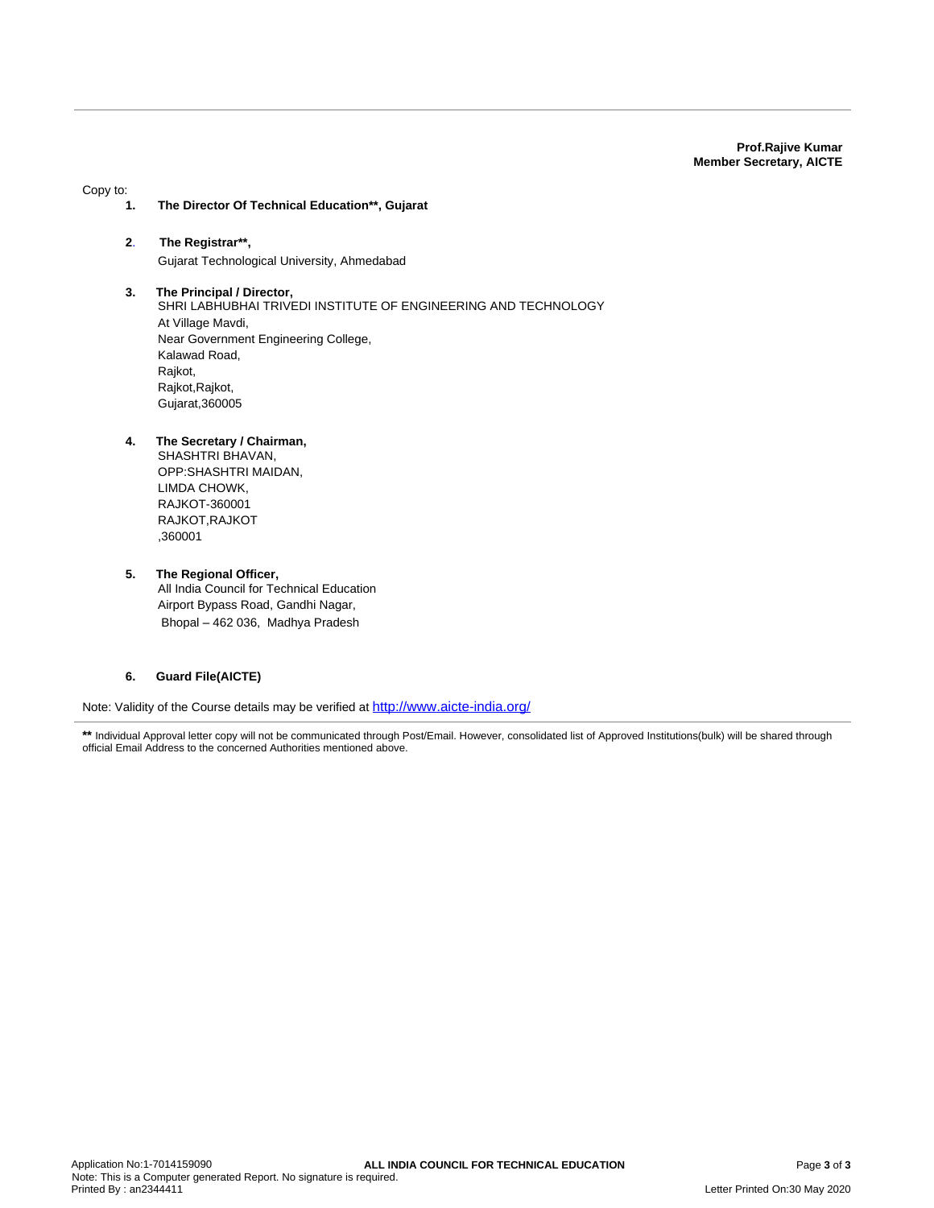**Prof.Rajive Kumar**
**Member Secretary, AICTE**

Copy to:

1. **The Director Of Technical Education**\*\*, Gujarat**

2. **The Registrar**\*\*,**
   Gujarat Technological University, Ahmedabad

3. **The Principal / Director,**
   SHRI LABHUBHAI TRIVEDI INSTITUTE OF ENGINEERING AND TECHNOLOGY
   At Village Mavdi,
   Near Government Engineering College,
   Kalawad Road,
   Rajkot,
   Rajkot,Rajkot,
   Gujarat,360005

4. **The Secretary / Chairman,**
   SHASHTRI BHAVAN,
   OPP:SHASHTRI MAIDAN,
   LIMDA CHOWK,
   RAJKOT-360001
   RAJKOT,RAJKOT
   ,360001

5. **The Regional Officer,**
   All India Council for Technical Education
   Airport Bypass Road, Gandhi Nagar,
   Bhopal – 462 036, Madhya Pradesh

6. **Guard File(AICTE)**

Note: Validity of the Course details may be verified at http://www.aicte-india.org/

\*\* Individual Approval letter copy will not be communicated through Post/Email. However, consolidated list of Approved Institutions(bulk) will be shared through official Email Address to the concerned Authorities mentioned above.

Application No:1-7014159090
Note: This is a Computer generated Report. No signature is required.
Printed By : an2344411

Letter Printed On:30 May 2020